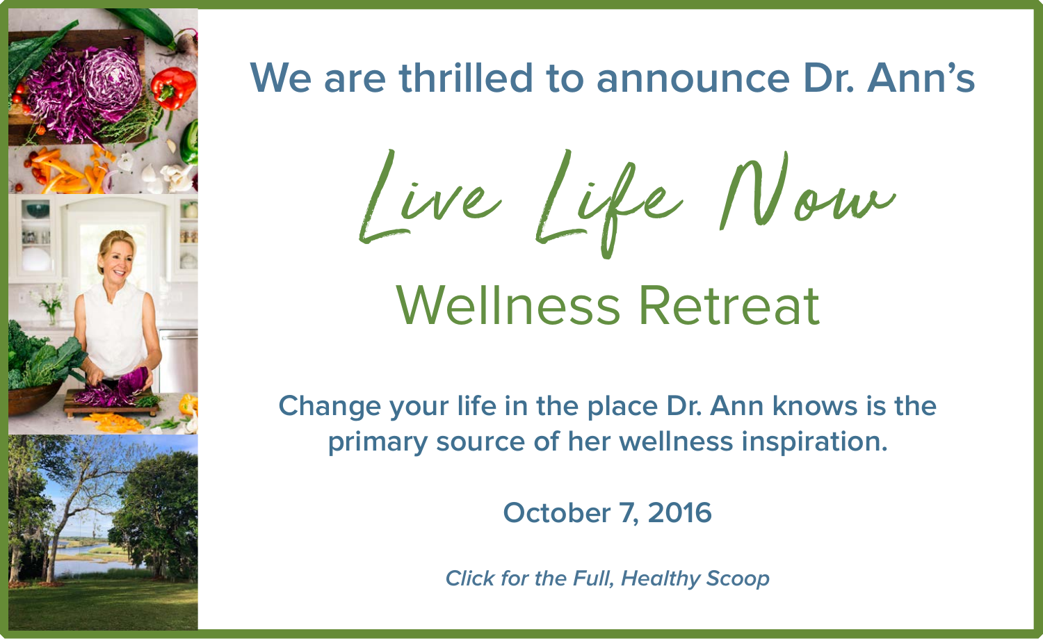We are thrilled to announce Dr. Ann's

# Live Life Now

## Wellness Retreat

Change your life in the place Dr. Ann knows is the primary source of her wellness inspiration.

October 7, 2016

*Click for the Full, Healthy Scoop*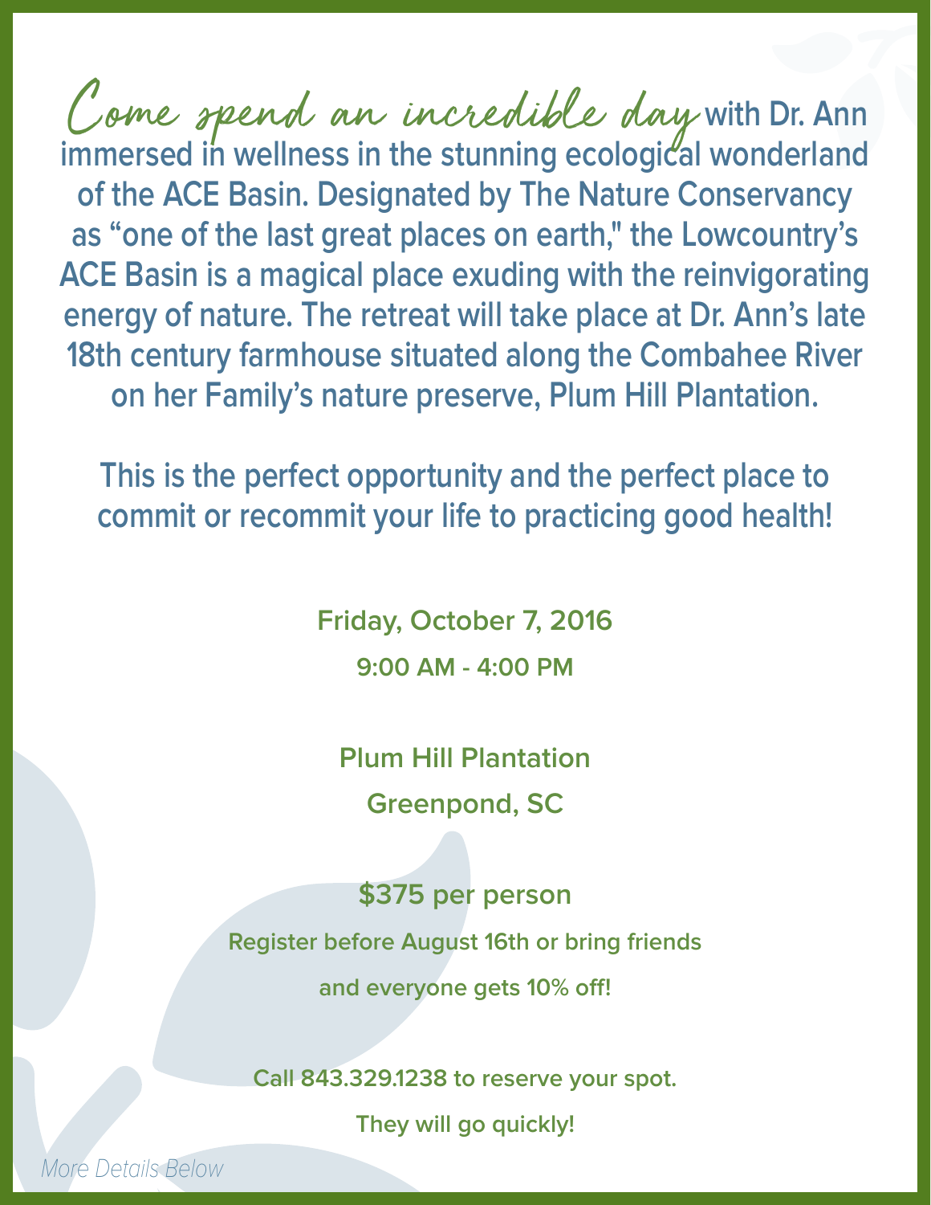*Come spend an incredible day* with Dr. Ann immersed in wellness in the stunning ecological wonderland of the ACE Basin. Designated by The Nature Conservancy as "one of the last great places on earth," the Lowcountry's ACE Basin is a magical place exuding with the reinvigorating energy of nature. The retreat will take place at Dr. Ann's late 18th century farmhouse situated along the Combahee River on her Family's nature preserve, Plum Hill Plantation.

This is the perfect opportunity and the perfect place to commit or recommit your life to practicing good health!

**Friday, October 7, 2016**

**9:00 AM - 4:00 PM**

**Plum Hill Plantation**

**Greenpond, SC**

**$375 per person**

**Register before August 16th or bring friends and everyone gets 10% off!**

**Call 843.329.1238 to reserve your spot.**

**They will go quickly!**

*More Details Below*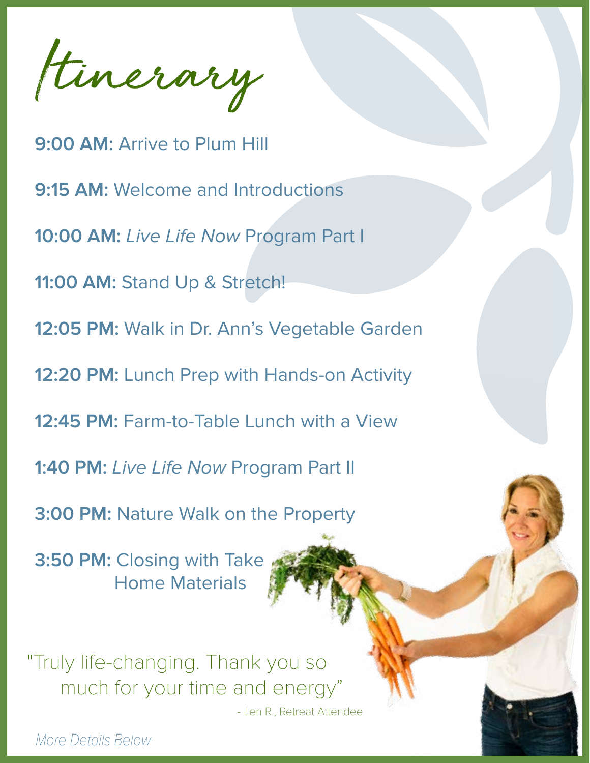# Itinerary

**9:00 AM:** Arrive to Plum Hill

**9:15 AM:** Welcome and Introductions

**10:00 AM:** *Live Life Now* Program Part I

**11:00 AM:** Stand Up & Stretch!

**12:05 PM:** Walk in Dr. Ann's Vegetable Garden

**12:20 PM:** Lunch Prep with Hands-on Activity

**12:45 PM:** Farm-to-Table Lunch with a View

**1:40 PM:** *Live Life Now* Program Part II

**3:00 PM:** Nature Walk on the Property

**3:50 PM:** Closing with Take Home Materials

"Truly life-changing. Thank you so much for your time and energy"

- Len R., Retreat Attendee

*More Details Below*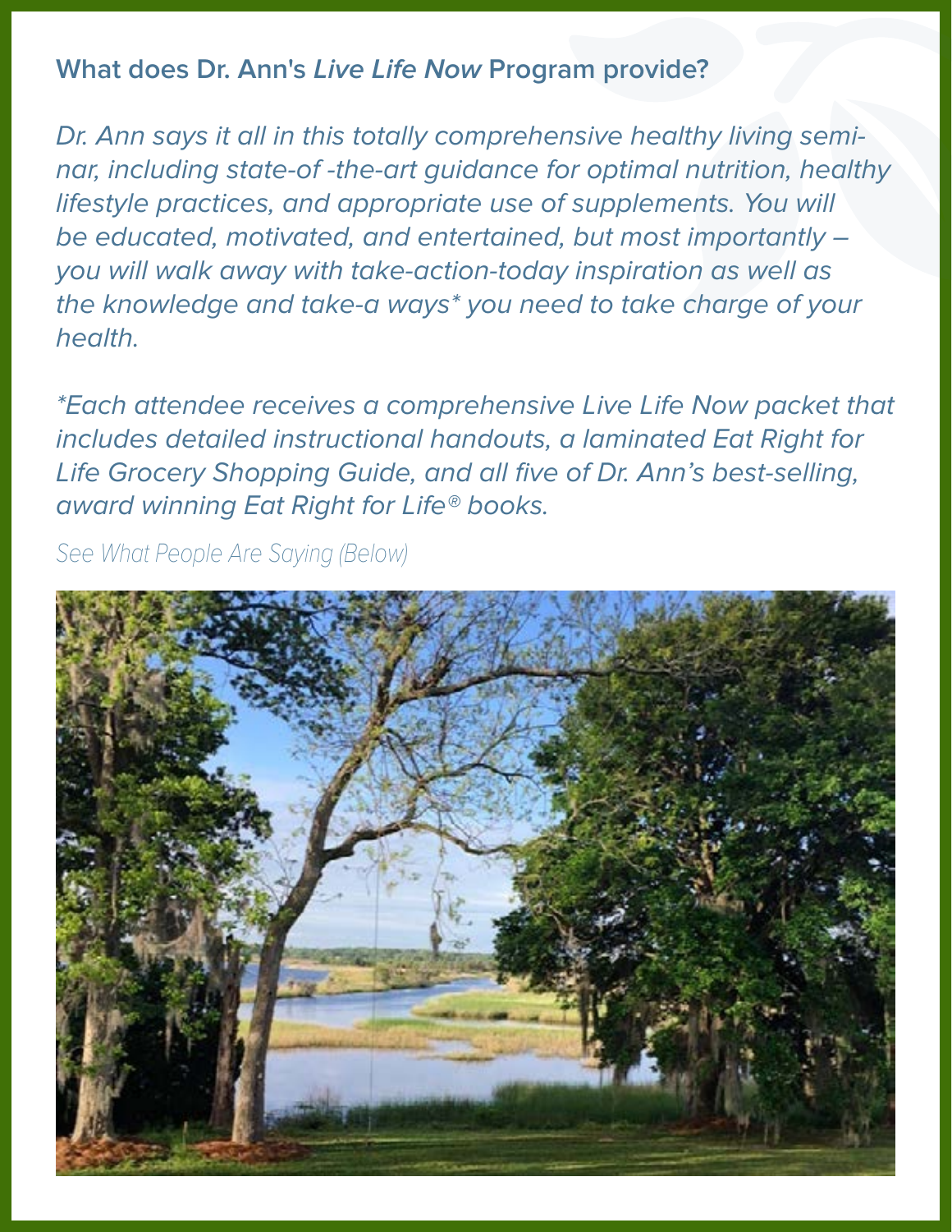## What does Dr. Ann's *Live Life Now* Program provide?

*Dr. Ann says it all in this totally comprehensive healthy living seminar, including state-of -the-art guidance for optimal nutrition, healthy lifestyle practices, and appropriate use of supplements. You will be educated, motivated, and entertained, but most importantly – you will walk away with take-action-today inspiration as well as the knowledge and take-a ways* you need to take charge of your health.*

**Each attendee receives a comprehensive Live Life Now packet that includes detailed instructional handouts, a laminated Eat Right for Life Grocery Shopping Guide, and all five of Dr. Ann's best-selling, award winning Eat Right for Life® books.*

*See What People Are Saying (Below)*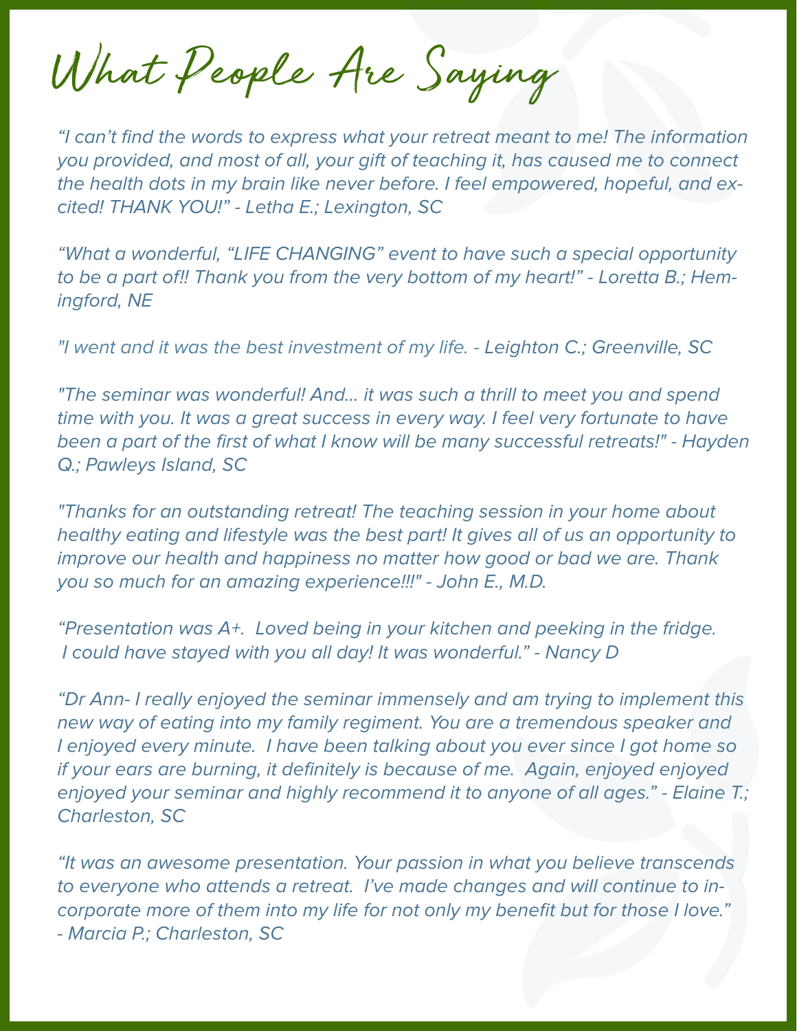# What People Are Saying

*"I can't find the words to express what your retreat meant to me! The information you provided, and most of all, your gift of teaching it, has caused me to connect the health dots in my brain like never before. I feel empowered, hopeful, and excited! THANK YOU!" - Letha E.; Lexington, SC*

*"What a wonderful, "LIFE CHANGING" event to have such a special opportunity to be a part of!! Thank you from the very bottom of my heart!" - Loretta B.; Hemingford, NE*

*"I went and it was the best investment of my life. - Leighton C.; Greenville, SC*

*"The seminar was wonderful! And... it was such a thrill to meet you and spend time with you. It was a great success in every way. I feel very fortunate to have been a part of the first of what I know will be many successful retreats!" - Hayden Q.; Pawleys Island, SC*

*"Thanks for an outstanding retreat! The teaching session in your home about healthy eating and lifestyle was the best part! It gives all of us an opportunity to improve our health and happiness no matter how good or bad we are. Thank you so much for an amazing experience!!!" - John E., M.D.*

*"Presentation was A+. Loved being in your kitchen and peeking in the fridge. I could have stayed with you all day! It was wonderful." - Nancy D*

*"Dr Ann- I really enjoyed the seminar immensely and am trying to implement this new way of eating into my family regiment. You are a tremendous speaker and I enjoyed every minute. I have been talking about you ever since I got home so if your ears are burning, it definitely is because of me. Again, enjoyed enjoyed enjoyed your seminar and highly recommend it to anyone of all ages." - Elaine T.; Charleston, SC*

*"It was an awesome presentation. Your passion in what you believe transcends to everyone who attends a retreat. I've made changes and will continue to incorporate more of them into my life for not only my benefit but for those I love." - Marcia P.; Charleston, SC*